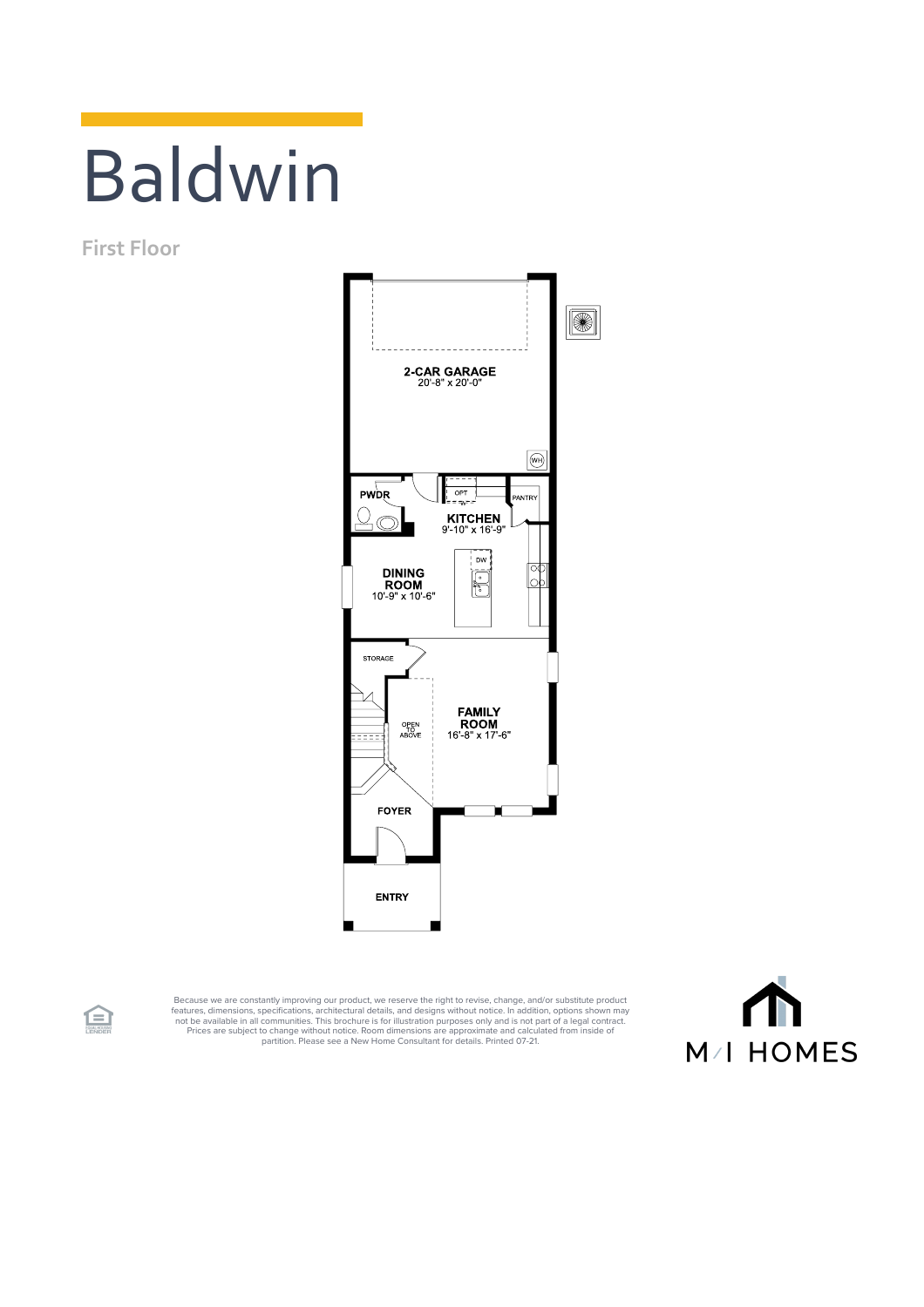# Baldwin

## First Floor

2-CAR GARAGE
20'-8" x 20'-0"

WH

PWDR

OPT

PANTRY

KITCHEN
9'-10" x 16'-9"

DW

DINING ROOM
10'-9" x 10'-6"

STORAGE

OPEN TO ABOVE

FAMILY ROOM
16'-8" x 17'-6"

FOYER

ENTRY

Because we are constantly improving our product, we reserve the right to revise, change, and/or substitute product features, dimensions, specifications, architectural details, and designs without notice. In addition, options shown may not be available in all communities. This brochure is for illustration purposes only and is not part of a legal contract. Prices are subject to change without notice. Room dimensions are approximate and calculated from inside of partition. Please see a New Home Consultant for details. Printed 07-21.

EQUAL HOUSING LENDER

M/I HOMES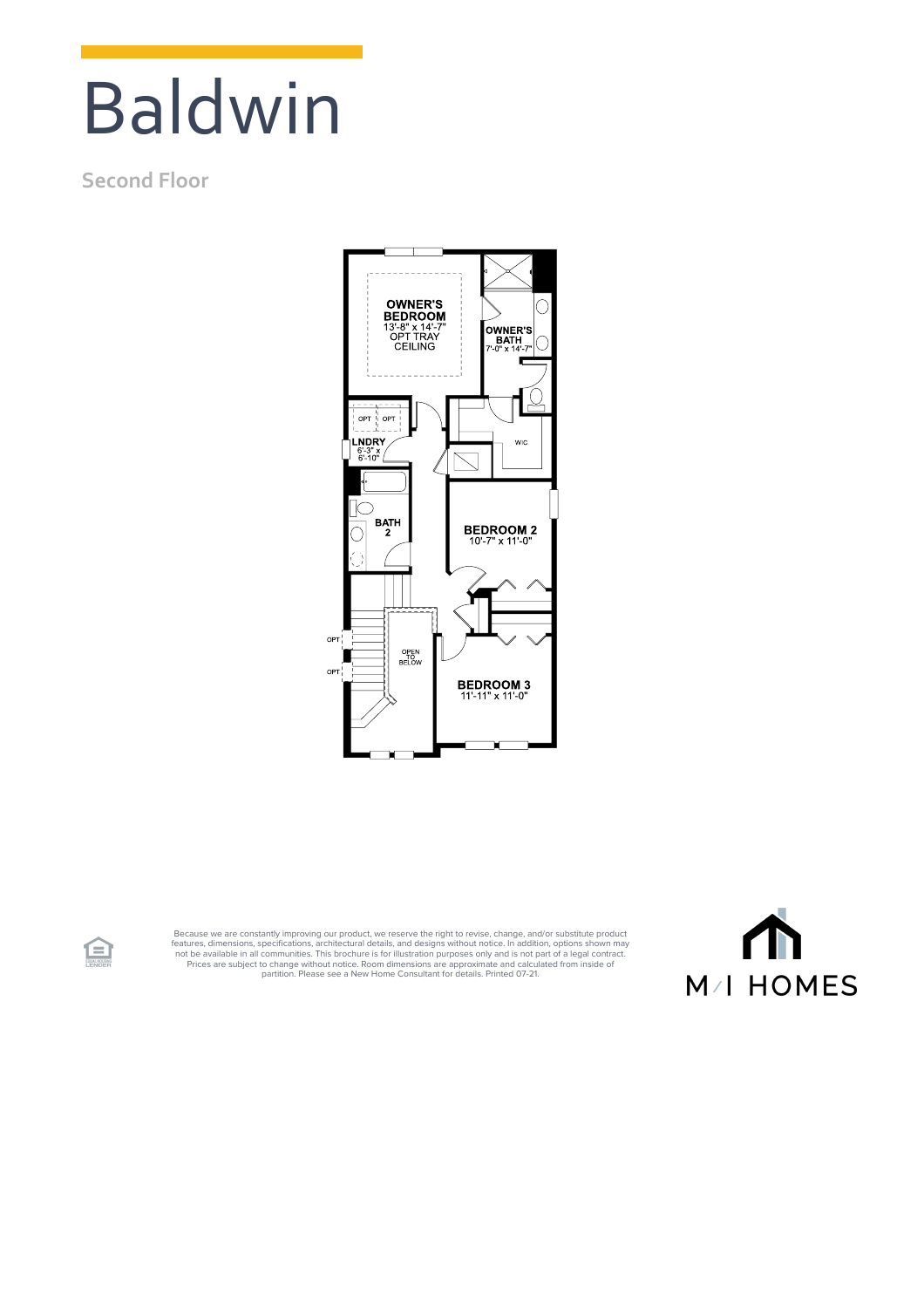# Baldwin

Second Floor

OWNER'S BEDROOM
13'-8" x 14'-7"
OPT TRAY CEILING

OWNER'S BATH
7'-0" x 14'-7"

WIC

OPT OPT

LNDRY
6'-3" x 6'-10"

BATH 2

BEDROOM 2
10'-7" x 11'-0"

OPT

OPT

OPEN TO BELOW

BEDROOM 3
11'-11" x 11'-0"

Because we are constantly improving our product, we reserve the right to revise, change, and/or substitute product features, dimensions, specifications, architectural details, and designs without notice. In addition, options shown may not be available in all communities. This brochure is for illustration purposes only and is not part of a legal contract. Prices are subject to change without notice. Room dimensions are approximate and calculated from inside of partition. Please see a New Home Consultant for details. Printed 07-21.

M/I HOMES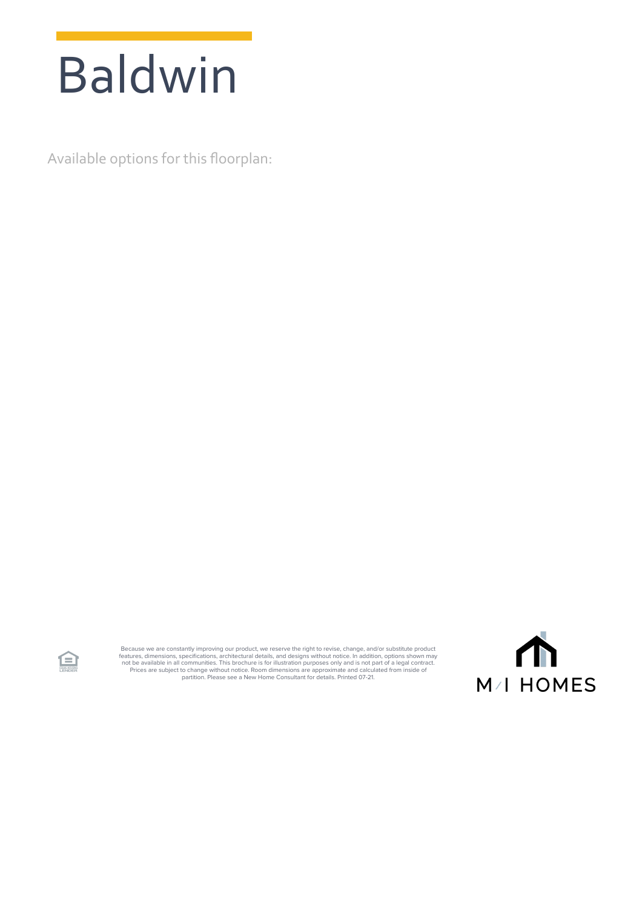# Baldwin

Available options for this floorplan:

Because we are constantly improving our product, we reserve the right to revise, change, and/or substitute product features, dimensions, specifications, architectural details, and designs without notice. In addition, options shown may not be available in all communities. This brochure is for illustration purposes only and is not part of a legal contract. Prices are subject to change without notice. Room dimensions are approximate and calculated from inside of partition. Please see a New Home Consultant for details. Printed 07-21.

M/I HOMES